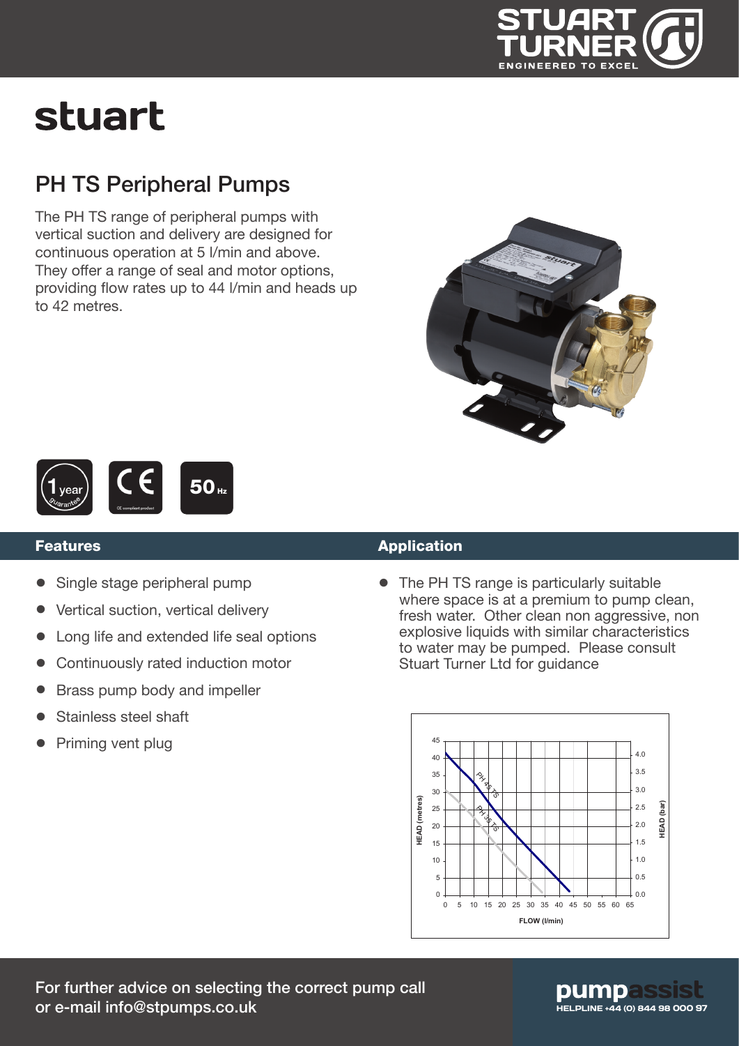# stuart

## PH TS Peripheral Pumps

The PH TS range of peripheral pumps with vertical suction and delivery are designed for continuous operation at 5 l/min and above. They offer a range of seal and motor options, providing flow rates up to 44 l/min and heads up to 42 metres.

1 year guarantee

CE compliant product

50 Hz

### Features

- Single stage peripheral pump
- Vertical suction, vertical delivery
- Long life and extended life seal options
- Continuously rated induction motor
- Brass pump body and impeller
- Stainless steel shaft
- Priming vent plug

### Application

- The PH TS range is particularly suitable where space is at a premium to pump clean, fresh water. Other clean non aggressive, non explosive liquids with similar characteristics to water may be pumped. Please consult Stuart Turner Ltd for guidance

For further advice on selecting the correct pump call or e-mail info@stpumps.co.uk

pumpassist HELPLINE +44 (0) 844 98 000 97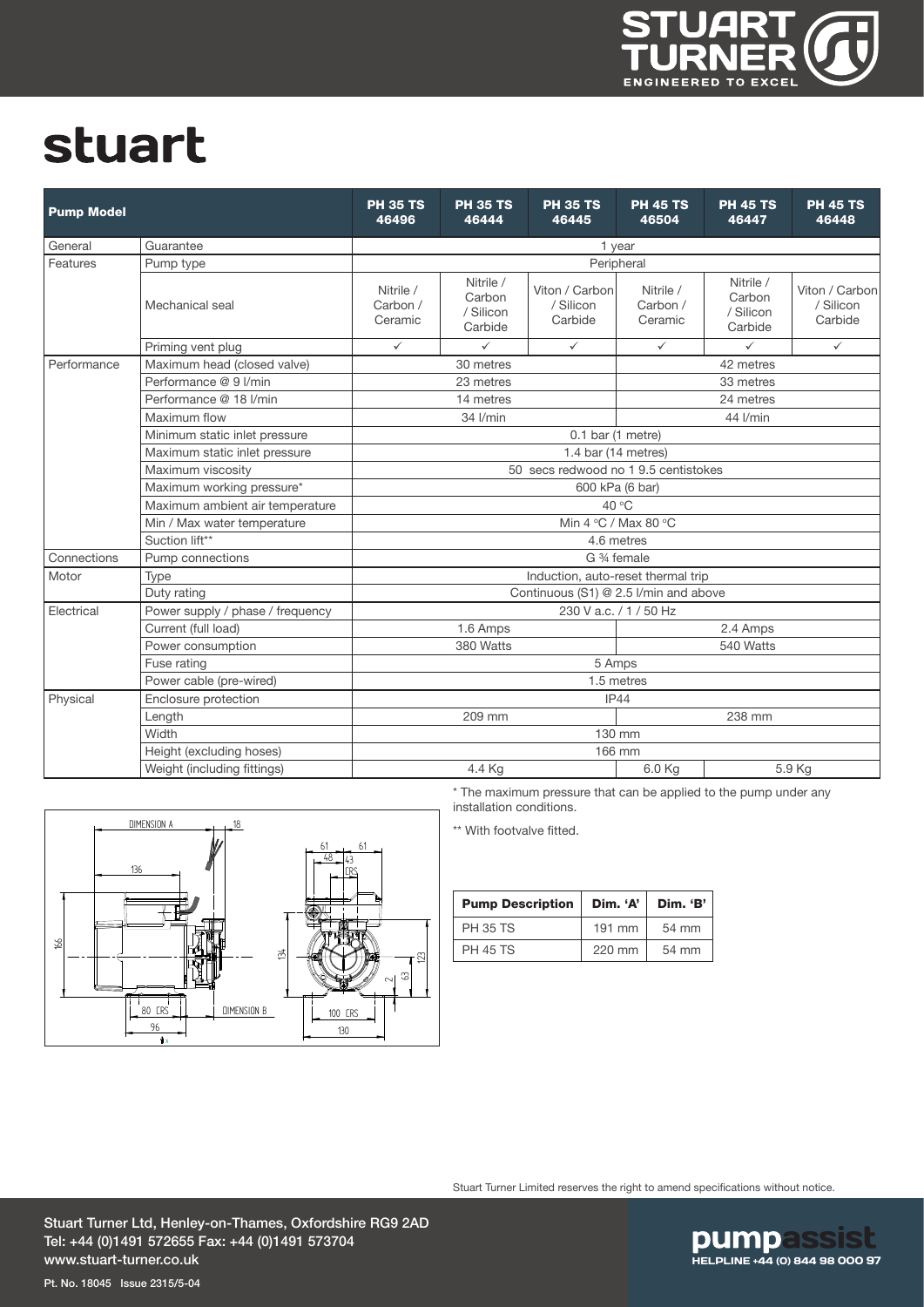# stuart

| Pump Model | | PH 35 TS 46496 | PH 35 TS 46444 | PH 35 TS 46445 | PH 45 TS 46504 | PH 45 TS 46447 | PH 45 TS 46448 |
|---|---|---|---|---|---|---|---|
| General | Guarantee | 1 year | | | | | |
| Features | Pump type | Peripheral | | | | | |
| | Mechanical seal | Nitrile / Carbon / Ceramic | Nitrile / Carbon / Silicon Carbide | Viton / Carbon / Silicon Carbide | Nitrile / Carbon / Ceramic | Nitrile / Carbon / Silicon Carbide | Viton / Carbon / Silicon Carbide |
| | Priming vent plug | ✓ | ✓ | ✓ | ✓ | ✓ | ✓ |
| Performance | Maximum head (closed valve) | 30 metres | | | 42 metres | | |
| | Performance @ 9 l/min | 23 metres | | | 33 metres | | |
| | Performance @ 18 l/min | 14 metres | | | 24 metres | | |
| | Maximum flow | 34 l/min | | | 44 l/min | | |
| | Minimum static inlet pressure | 0.1 bar (1 metre) | | | | | |
| | Maximum static inlet pressure | 1.4 bar (14 metres) | | | | | |
| | Maximum viscosity | 50 secs redwood no 1 9.5 centistokes | | | | | |
| | Maximum working pressure* | 600 kPa (6 bar) | | | | | |
| | Maximum ambient air temperature | 40 °C | | | | | |
| | Min / Max water temperature | Min 4 °C / Max 80 °C | | | | | |
| | Suction lift** | 4.6 metres | | | | | |
| Connections | Pump connections | G ¾ female | | | | | |
| Motor | Type | Induction, auto-reset thermal trip | | | | | |
| | Duty rating | Continuous (S1) @ 2.5 l/min and above | | | | | |
| Electrical | Power supply / phase / frequency | 230 V a.c. / 1 / 50 Hz | | | | | |
| | Current (full load) | 1.6 Amps | | | 2.4 Amps | | |
| | Power consumption | 380 Watts | | | 540 Watts | | |
| | Fuse rating | 5 Amps | | | | | |
| | Power cable (pre-wired) | 1.5 metres | | | | | |
| Physical | Enclosure protection | IP44 | | | | | |
| | Length | 209 mm | | | 238 mm | | |
| | Width | 130 mm | | | | | |
| | Height (excluding hoses) | 166 mm | | | | | |
| | Weight (including fittings) | 4.4 Kg | | | 6.0 Kg | 5.9 Kg | |

DIMENSION A
18
136
166
80 CRS
96
DIMENSION B
61
61
48
43
CRS
134
123
2
63
100 CRS
130

\* The maximum pressure that can be applied to the pump under any installation conditions.

\*\* With footvalve fitted.

| Pump Description | Dim. 'A' | Dim. 'B' |
|---|---|---|
| PH 35 TS | 191 mm | 54 mm |
| PH 45 TS | 220 mm | 54 mm |

Stuart Turner Limited reserves the right to amend specifications without notice.

Stuart Turner Ltd, Henley-on-Thames, Oxfordshire RG9 2AD
Tel: +44 (0)1491 572655 Fax: +44 (0)1491 573704
www.stuart-turner.co.uk

Pt. No. 18045 Issue 2315/5-04

pumpassist
HELPLINE +44 (0) 844 98 000 97